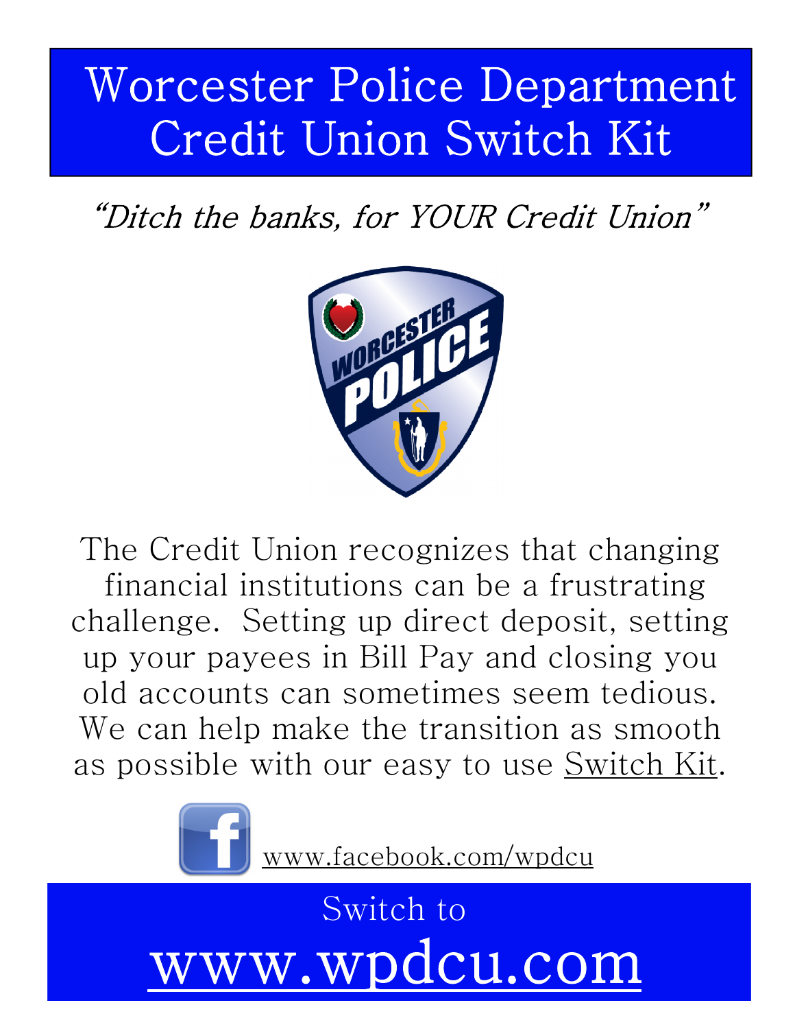# Worcester Police Department Credit Union Switch Kit

*"Ditch the banks, for YOUR Credit Union"*

The Credit Union recognizes that changing financial institutions can be a frustrating challenge. Setting up direct deposit, setting up your payees in Bill Pay and closing you old accounts can sometimes seem tedious. We can help make the transition as smooth as possible with our easy to use Switch Kit.

www.facebook.com/wpdcu

Switch to

# www.wpdcu.com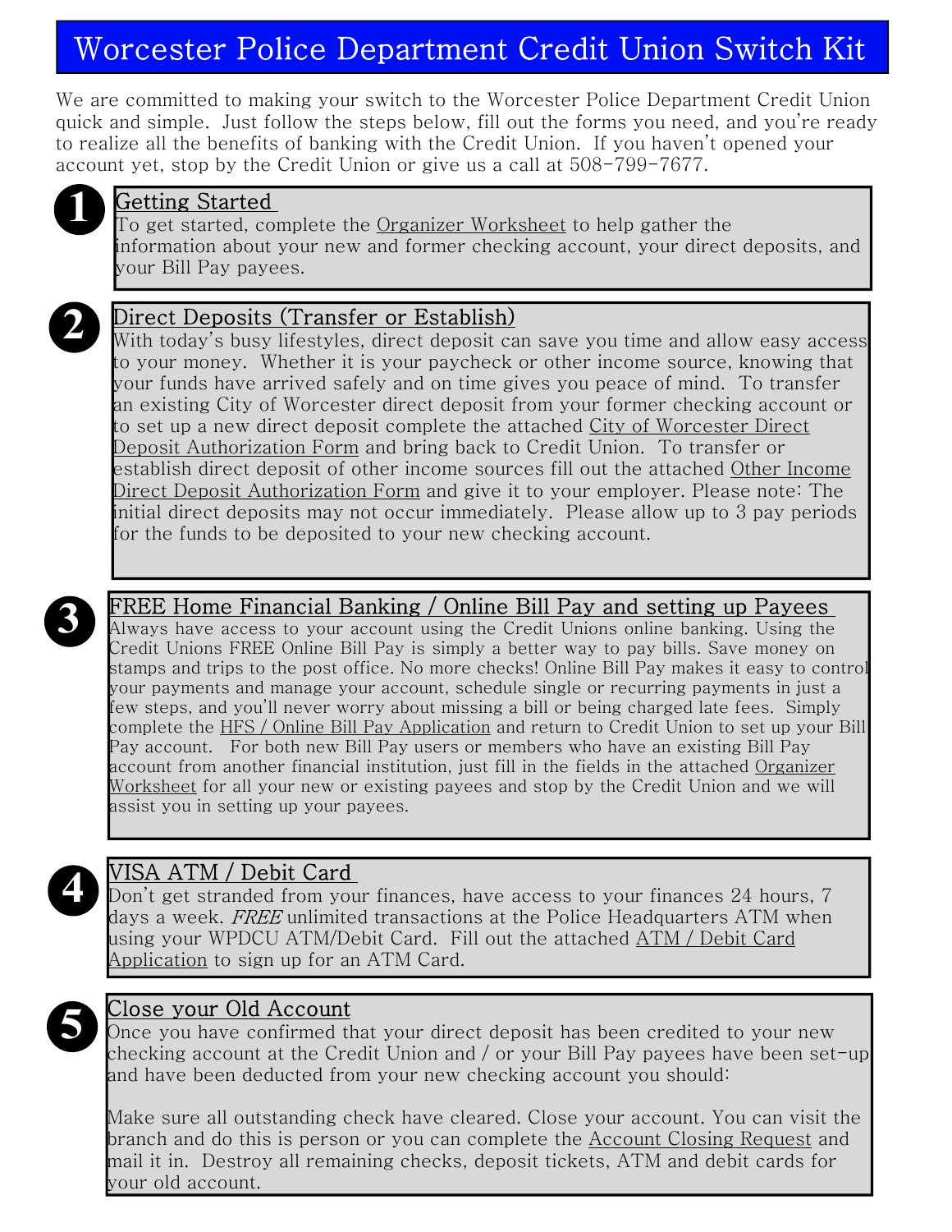# Worcester Police Department Credit Union Switch Kit

We are committed to making your switch to the Worcester Police Department Credit Union quick and simple. Just follow the steps below, fill out the forms you need, and you're ready to realize all the benefits of banking with the Credit Union. If you haven't opened your account yet, stop by the Credit Union or give us a call at 508-799-7677.

## 1 Getting Started

To get started, complete the Organizer Worksheet to help gather the information about your new and former checking account, your direct deposits, and your Bill Pay payees.

## 2 Direct Deposits (Transfer or Establish)

With today's busy lifestyles, direct deposit can save you time and allow easy access to your money. Whether it is your paycheck or other income source, knowing that your funds have arrived safely and on time gives you peace of mind. To transfer an existing City of Worcester direct deposit from your former checking account or to set up a new direct deposit complete the attached City of Worcester Direct Deposit Authorization Form and bring back to Credit Union. To transfer or establish direct deposit of other income sources fill out the attached Other Income Direct Deposit Authorization Form and give it to your employer. Please note: The initial direct deposits may not occur immediately. Please allow up to 3 pay periods for the funds to be deposited to your new checking account.

## 3 FREE Home Financial Banking / Online Bill Pay and setting up Payees

Always have access to your account using the Credit Unions online banking. Using the Credit Unions FREE Online Bill Pay is simply a better way to pay bills. Save money on stamps and trips to the post office. No more checks! Online Bill Pay makes it easy to control your payments and manage your account, schedule single or recurring payments in just a few steps, and you'll never worry about missing a bill or being charged late fees. Simply complete the HFS / Online Bill Pay Application and return to Credit Union to set up your Bill Pay account. For both new Bill Pay users or members who have an existing Bill Pay account from another financial institution, just fill in the fields in the attached Organizer Worksheet for all your new or existing payees and stop by the Credit Union and we will assist you in setting up your payees.

## 4 VISA ATM / Debit Card

Don't get stranded from your finances, have access to your finances 24 hours, 7 days a week. *FREE* unlimited transactions at the Police Headquarters ATM when using your WPDCU ATM/Debit Card. Fill out the attached ATM / Debit Card Application to sign up for an ATM Card.

## 5 Close your Old Account

Once you have confirmed that your direct deposit has been credited to your new checking account at the Credit Union and / or your Bill Pay payees have been set-up and have been deducted from your new checking account you should:

Make sure all outstanding check have cleared. Close your account. You can visit the branch and do this is person or you can complete the Account Closing Request and mail it in. Destroy all remaining checks, deposit tickets, ATM and debit cards for your old account.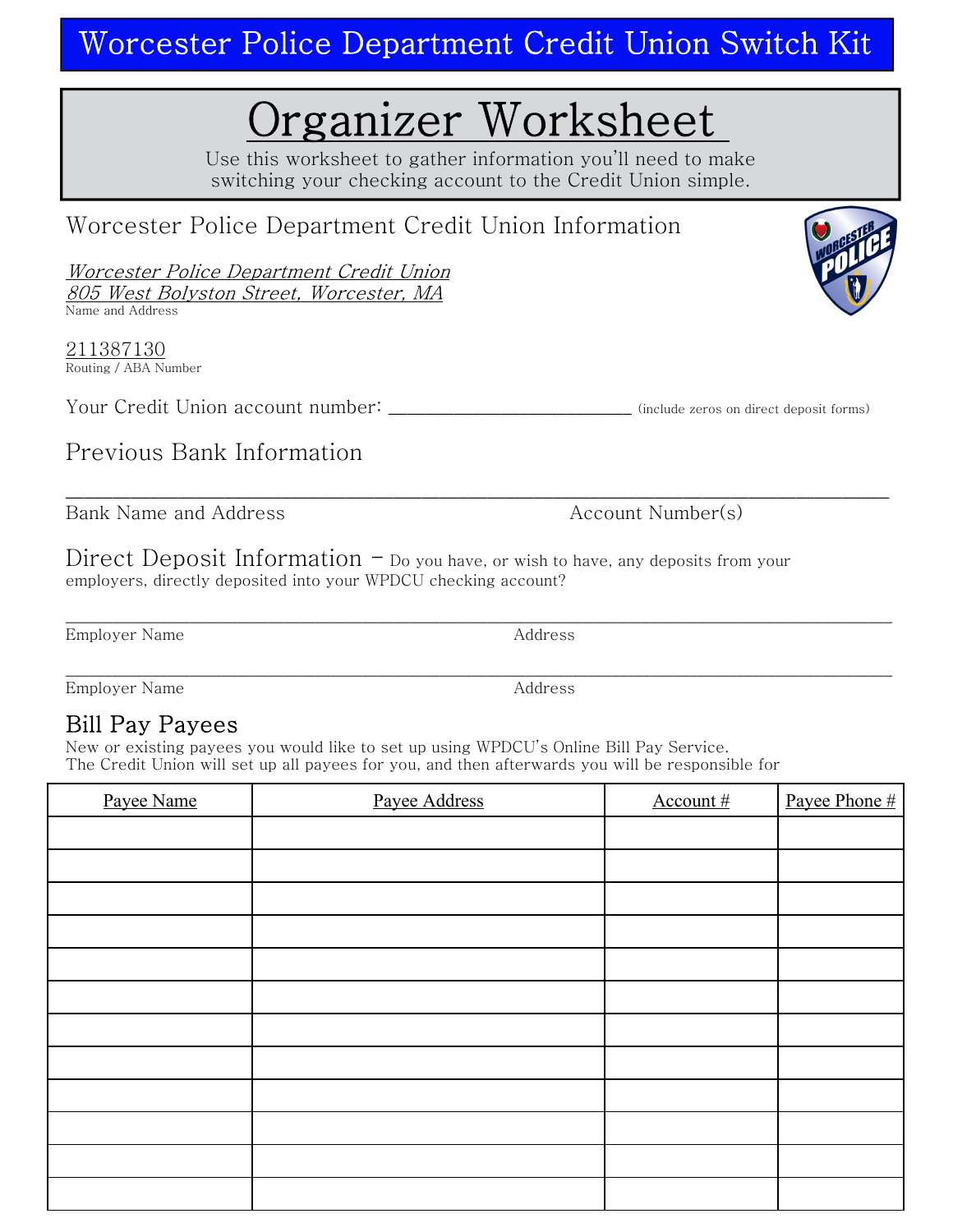# Worcester Police Department Credit Union Switch Kit

## Organizer Worksheet

Use this worksheet to gather information you'll need to make switching your checking account to the Credit Union simple.

### Worcester Police Department Credit Union Information

*Worcester Police Department Credit Union*
*805 West Bolyston Street, Worcester, MA*
Name and Address

211387130
Routing / ABA Number

Your Credit Union account number: ________________________ (include zeros on direct deposit forms)

### Previous Bank Information

______________________________________________________________________

Bank Name and Address                                        Account Number(s)

### Direct Deposit Information – Do you have, or wish to have, any deposits from your employers, directly deposited into your WPDCU checking account?

______________________________________________________________________

Employer Name                                        Address

______________________________________________________________________

Employer Name                                        Address

### Bill Pay Payees

New or existing payees you would like to set up using WPDCU's Online Bill Pay Service.
The Credit Union will set up all payees for you, and then afterwards you will be responsible for

| Payee Name | Payee Address | Account # | Payee Phone # |
|---|---|---|---|
| | | | |
| | | | |
| | | | |
| | | | |
| | | | |
| | | | |
| | | | |
| | | | |
| | | | |
| | | | |
| | | | |
| | | | |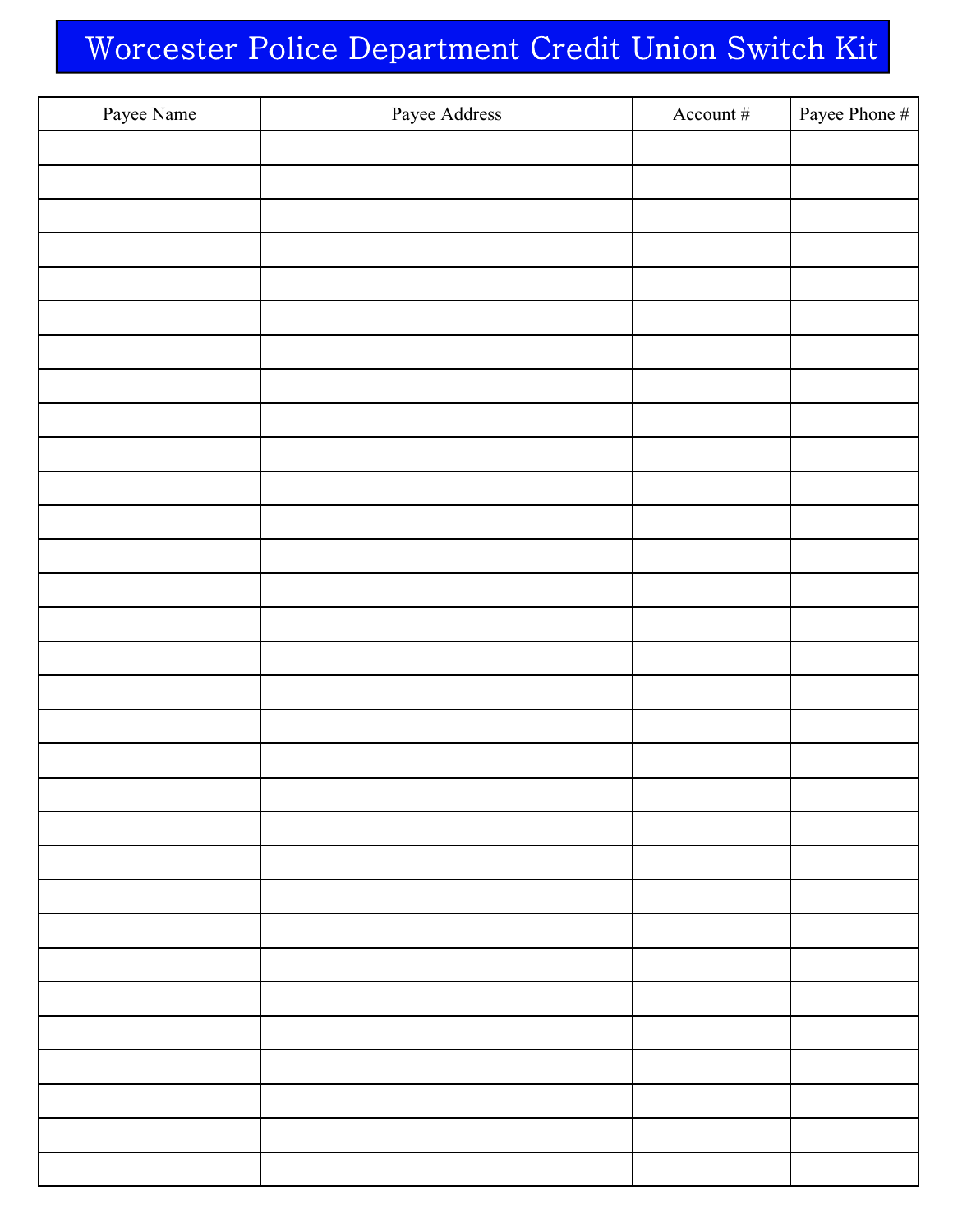# Worcester Police Department Credit Union Switch Kit

| Payee Name | Payee Address | Account # | Payee Phone # |
|---|---|---|---|
| | | | |
| | | | |
| | | | |
| | | | |
| | | | |
| | | | |
| | | | |
| | | | |
| | | | |
| | | | |
| | | | |
| | | | |
| | | | |
| | | | |
| | | | |
| | | | |
| | | | |
| | | | |
| | | | |
| | | | |
| | | | |
| | | | |
| | | | |
| | | | |
| | | | |
| | | | |
| | | | |
| | | | |
| | | | |
| | | | |
| | | | |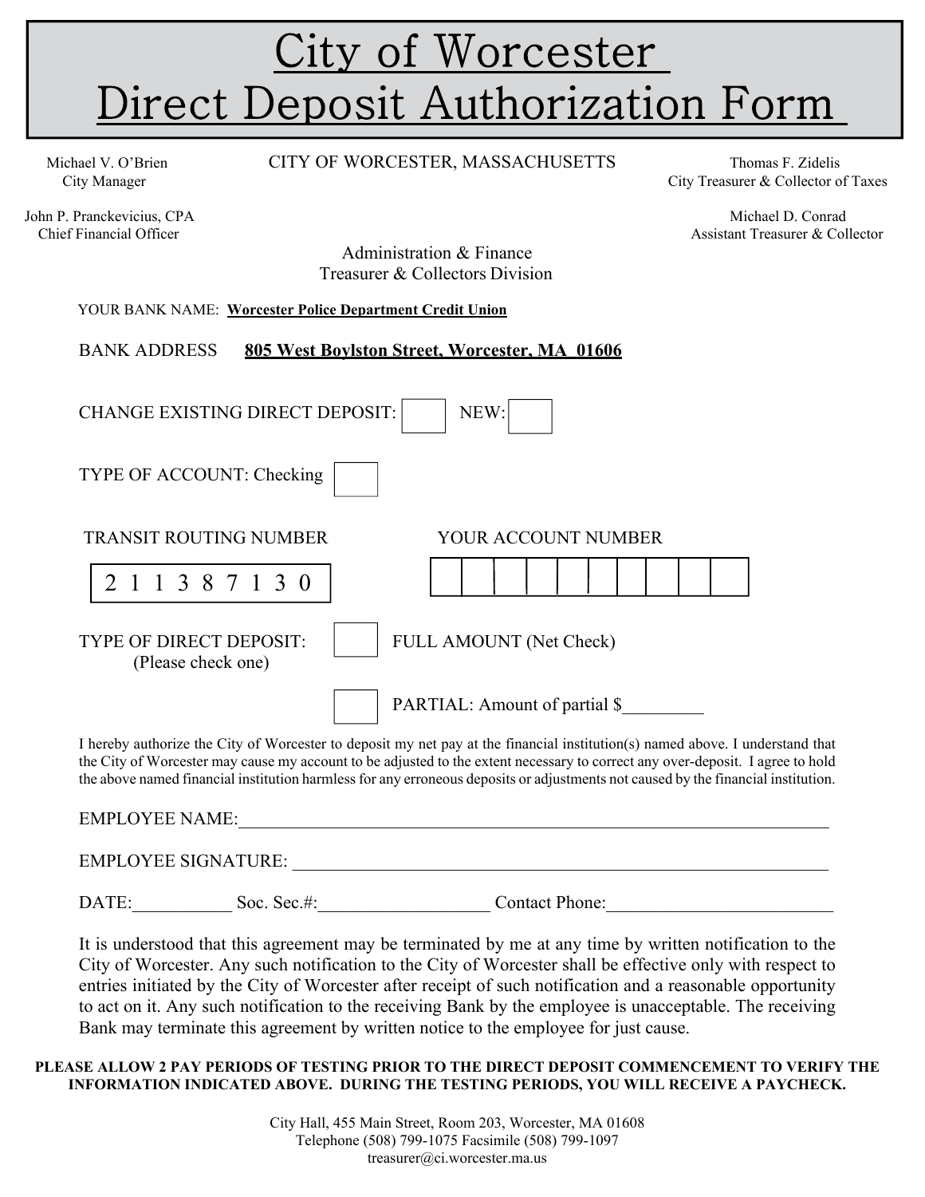# City of Worcester Direct Deposit Authorization Form

Michael V. O'Brien
City Manager

John P. Pranckevicius, CPA
Chief Financial Officer

CITY OF WORCESTER, MASSACHUSETTS

Thomas F. Zidelis
City Treasurer & Collector of Taxes

Michael D. Conrad
Assistant Treasurer & Collector

Administration & Finance
Treasurer & Collectors Division

YOUR BANK NAME: **Worcester Police Department Credit Union**

BANK ADDRESS **805 West Boylston Street, Worcester, MA 01606**

CHANGE EXISTING DIRECT DEPOSIT: ☐ NEW: ☐

TYPE OF ACCOUNT: Checking ☐

TRANSIT ROUTING NUMBER: 2 1 1 3 8 7 1 3 0

YOUR ACCOUNT NUMBER: ☐☐☐☐☐☐☐☐☐☐

TYPE OF DIRECT DEPOSIT:
(Please check one)

☐ FULL AMOUNT (Net Check)

☐ PARTIAL: Amount of partial $_________

I hereby authorize the City of Worcester to deposit my net pay at the financial institution(s) named above. I understand that the City of Worcester may cause my account to be adjusted to the extent necessary to correct any over-deposit. I agree to hold the above named financial institution harmless for any erroneous deposits or adjustments not caused by the financial institution.

EMPLOYEE NAME:_______________________________________________

EMPLOYEE SIGNATURE: ___________________________________________

DATE:__________ Soc. Sec.#:__________________ Contact Phone:________________________

It is understood that this agreement may be terminated by me at any time by written notification to the City of Worcester. Any such notification to the City of Worcester shall be effective only with respect to entries initiated by the City of Worcester after receipt of such notification and a reasonable opportunity to act on it. Any such notification to the receiving Bank by the employee is unacceptable. The receiving Bank may terminate this agreement by written notice to the employee for just cause.

**PLEASE ALLOW 2 PAY PERIODS OF TESTING PRIOR TO THE DIRECT DEPOSIT COMMENCEMENT TO VERIFY THE INFORMATION INDICATED ABOVE. DURING THE TESTING PERIODS, YOU WILL RECEIVE A PAYCHECK.**

City Hall, 455 Main Street, Room 203, Worcester, MA 01608
Telephone (508) 799-1075 Facsimile (508) 799-1097
treasurer@ci.worcester.ma.us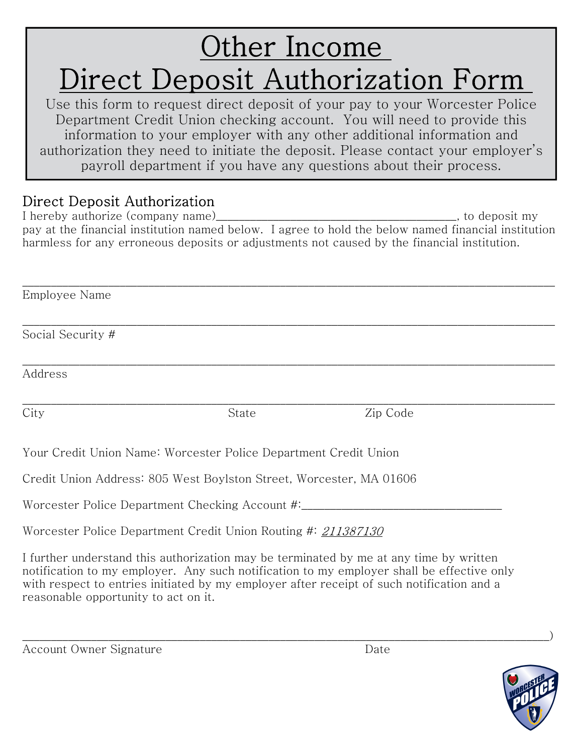# Other Income Direct Deposit Authorization Form

Use this form to request direct deposit of your pay to your Worcester Police Department Credit Union checking account. You will need to provide this information to your employer with any other additional information and authorization they need to initiate the deposit. Please contact your employer's payroll department if you have any questions about their process.

## Direct Deposit Authorization

I hereby authorize (company name)________________________________________, to deposit my pay at the financial institution named below. I agree to hold the below named financial institution harmless for any erroneous deposits or adjustments not caused by the financial institution.

______________________________________________________________________________

Employee Name

______________________________________________________________________________

Social Security #

______________________________________________________________________________

Address

______________________________________________________________________________

City State Zip Code

Your Credit Union Name: Worcester Police Department Credit Union

Credit Union Address: 805 West Boylston Street, Worcester, MA 01606

Worcester Police Department Checking Account #:_________________________________

Worcester Police Department Credit Union Routing #: *211387130*

I further understand this authorization may be terminated by me at any time by written notification to my employer. Any such notification to my employer shall be effective only with respect to entries initiated by my employer after receipt of such notification and a reasonable opportunity to act on it.

______________________________________________________________________________)

Account Owner Signature Date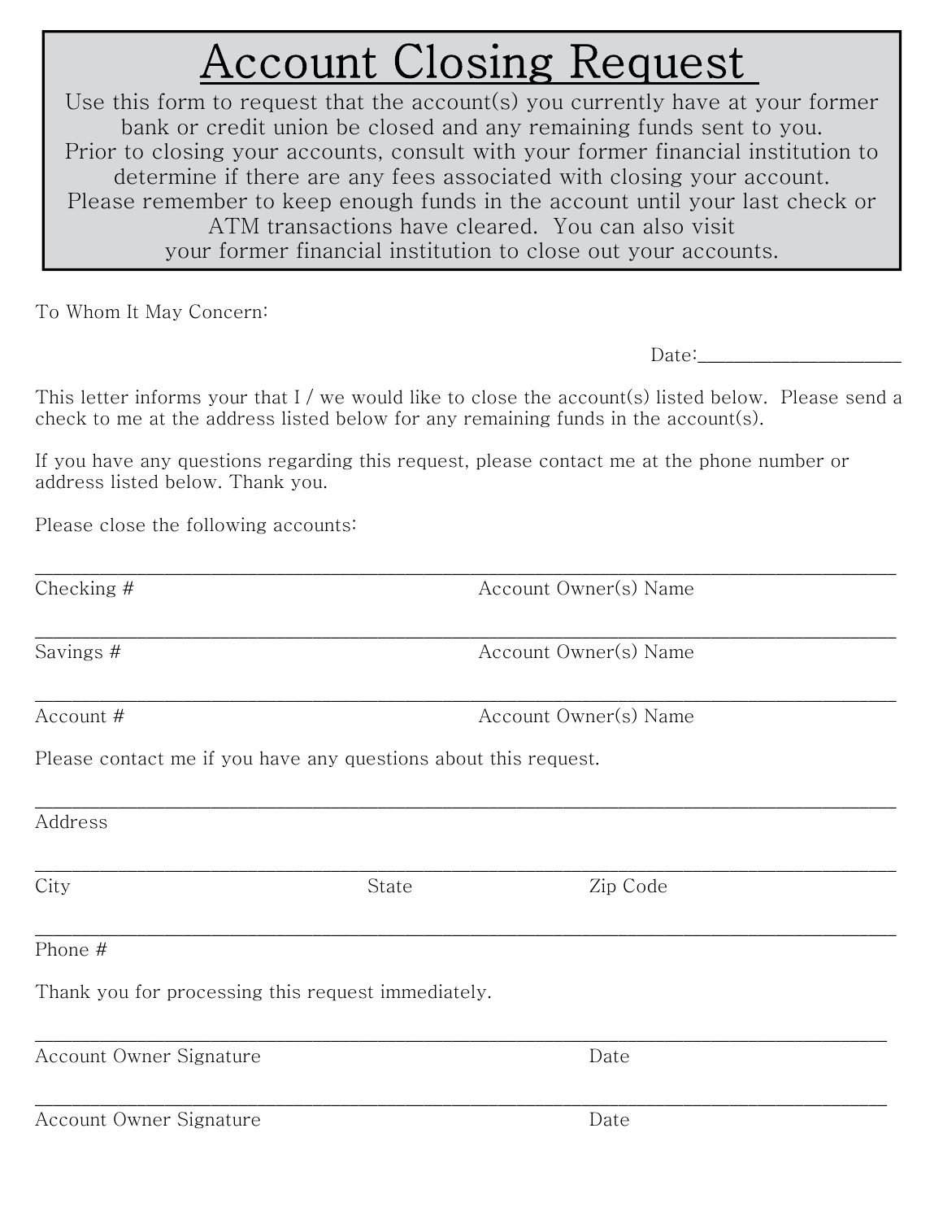# Account Closing Request

Use this form to request that the account(s) you currently have at your former bank or credit union be closed and any remaining funds sent to you. Prior to closing your accounts, consult with your former financial institution to determine if there are any fees associated with closing your account. Please remember to keep enough funds in the account until your last check or ATM transactions have cleared. You can also visit your former financial institution to close out your accounts.

To Whom It May Concern:

Date:____________________

This letter informs your that I / we would like to close the account(s) listed below. Please send a check to me at the address listed below for any remaining funds in the account(s).

If you have any questions regarding this request, please contact me at the phone number or address listed below. Thank you.

Please close the following accounts:

___________________________________________________________________________

Checking # Account Owner(s) Name

___________________________________________________________________________

Savings # Account Owner(s) Name

___________________________________________________________________________

Account # Account Owner(s) Name

Please contact me if you have any questions about this request.

___________________________________________________________________________

Address

___________________________________________________________________________

City State Zip Code

___________________________________________________________________________

Phone #

Thank you for processing this request immediately.

___________________________________________________________________________

Account Owner Signature Date

___________________________________________________________________________

Account Owner Signature Date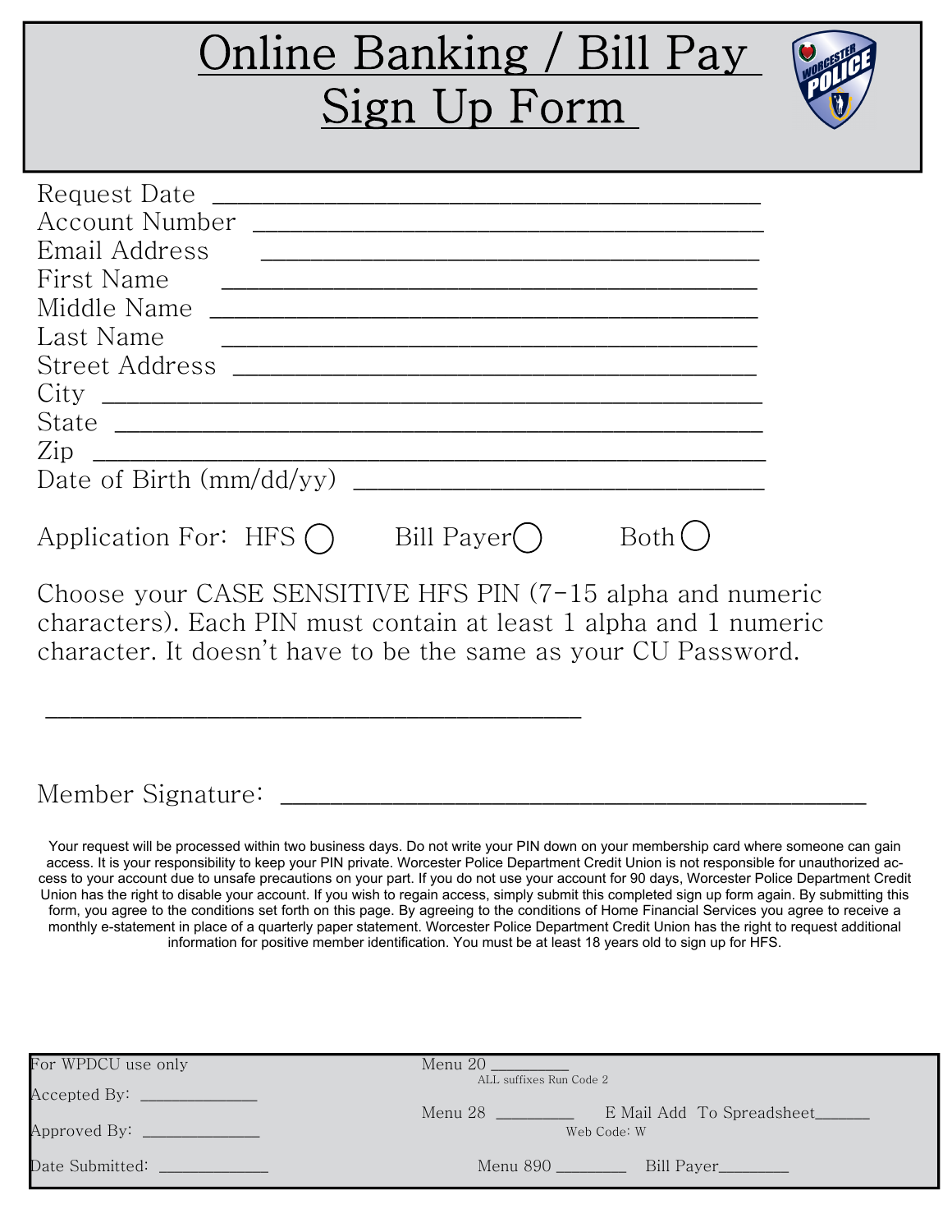# Online Banking / Bill Pay Sign Up Form

Request Date ________________________________________

Account Number ________________________________________

Email Address ________________________________________

First Name ________________________________________

Middle Name ________________________________________

Last Name ________________________________________

Street Address ________________________________________

City ________________________________________

State ________________________________________

Zip ________________________________________

Date of Birth (mm/dd/yy) ________________________________

Application For: HFS ◯ Bill Payer ◯ Both ◯

Choose your CASE SENSITIVE HFS PIN (7-15 alpha and numeric characters). Each PIN must contain at least 1 alpha and 1 numeric character. It doesn't have to be the same as your CU Password.

________________________________________

Member Signature: ________________________________________

Your request will be processed within two business days. Do not write your PIN down on your membership card where someone can gain access. It is your responsibility to keep your PIN private. Worcester Police Department Credit Union is not responsible for unauthorized access to your account due to unsafe precautions on your part. If you do not use your account for 90 days, Worcester Police Department Credit Union has the right to disable your account. If you wish to regain access, simply submit this completed sign up form again. By submitting this form, you agree to the conditions set forth on this page. By agreeing to the conditions of Home Financial Services you agree to receive a monthly e-statement in place of a quarterly paper statement. Worcester Police Department Credit Union has the right to request additional information for positive member identification. You must be at least 18 years old to sign up for HFS.

---

For WPDCU use only

Accepted By: ____________

Approved By: ____________

Date Submitted: ____________

Menu 20 ________
ALL suffixes Run Code 2

Menu 28 ________ E Mail Add To Spreadsheet______
Web Code: W

Menu 890 ________ Bill Payer________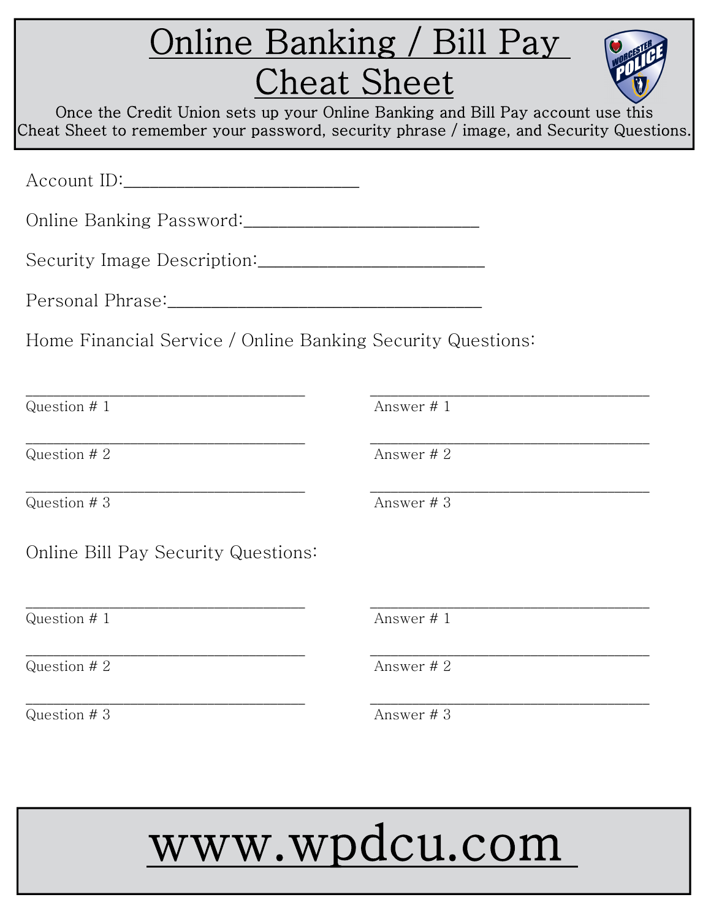# Online Banking / Bill Pay Cheat Sheet

Once the Credit Union sets up your Online Banking and Bill Pay account use this Cheat Sheet to remember your password, security phrase / image, and Security Questions.

Account ID:________________________

Online Banking Password:________________________

Security Image Description:________________________

Personal Phrase:________________________________

Home Financial Service / Online Banking Security Questions:

| | |
|---|---|
| ______________________________ Question # 1 | ______________________________ Answer # 1 |
| ______________________________ Question # 2 | ______________________________ Answer # 2 |
| ______________________________ Question # 3 | ______________________________ Answer # 3 |

Online Bill Pay Security Questions:

| | |
|---|---|
| ______________________________ Question # 1 | ______________________________ Answer # 1 |
| ______________________________ Question # 2 | ______________________________ Answer # 2 |
| ______________________________ Question # 3 | ______________________________ Answer # 3 |

# www.wpdcu.com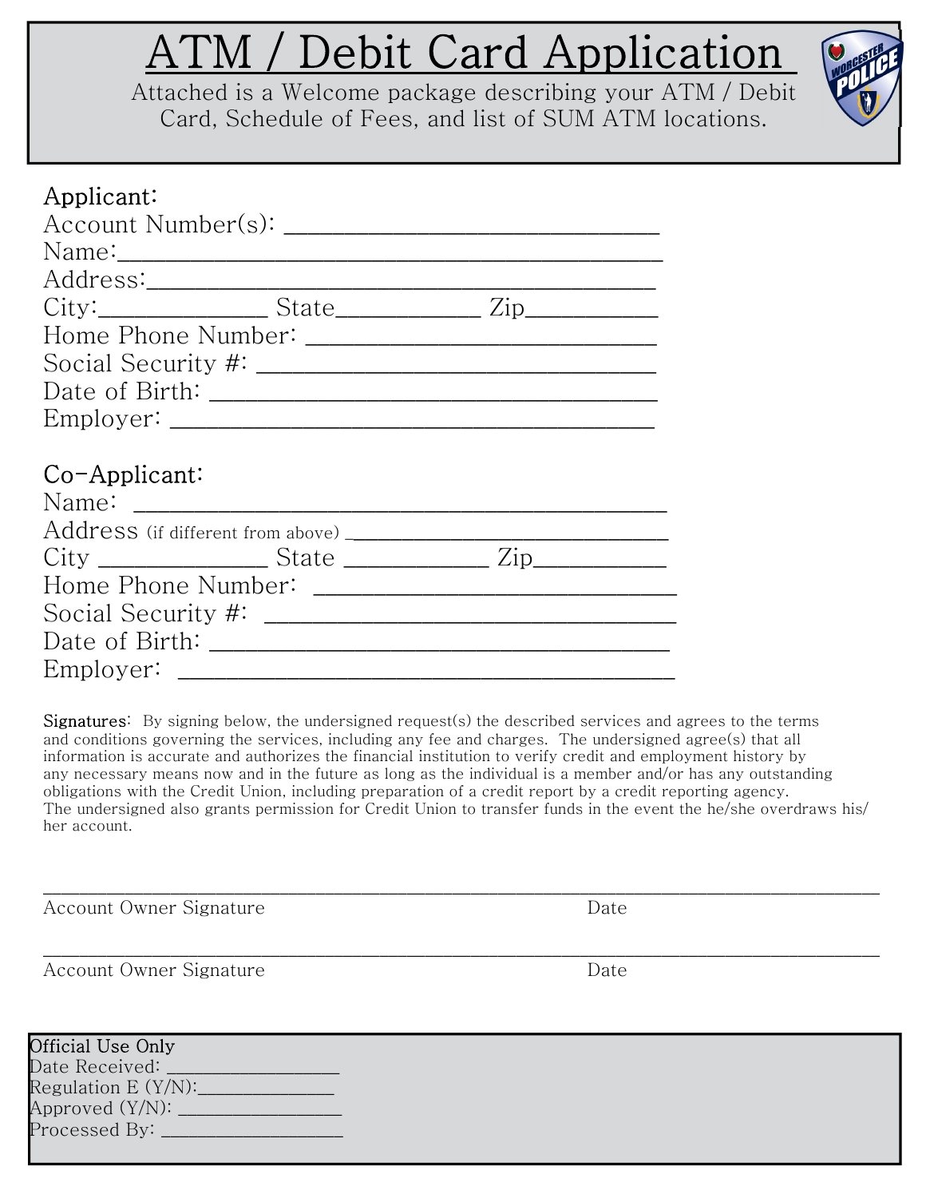# ATM / Debit Card Application

Attached is a Welcome package describing your ATM / Debit Card, Schedule of Fees, and list of SUM ATM locations.

**Applicant:**

Account Number(s): ______________________________

Name: ______________________________

Address: ______________________________

City: ______________ State ____________ Zip ___________

Home Phone Number: ______________________________

Social Security #: ______________________________

Date of Birth: ______________________________

Employer: ______________________________

**Co-Applicant:**

Name: ______________________________

Address (if different from above) ______________________________

City ______________ State ____________ Zip ___________

Home Phone Number: ______________________________

Social Security #: ______________________________

Date of Birth: ______________________________

Employer: ______________________________

Signatures: By signing below, the undersigned request(s) the described services and agrees to the terms and conditions governing the services, including any fee and charges. The undersigned agree(s) that all information is accurate and authorizes the financial institution to verify credit and employment history by any necessary means now and in the future as long as the individual is a member and/or has any outstanding obligations with the Credit Union, including preparation of a credit report by a credit reporting agency. The undersigned also grants permission for Credit Union to transfer funds in the event the he/she overdraws his/her account.

______________________________________________________________

Account Owner Signature                                        Date

______________________________________________________________

Account Owner Signature                                        Date

**Official Use Only**

Date Received: ________________

Regulation E (Y/N): ______________

Approved (Y/N): ________________

Processed By: __________________